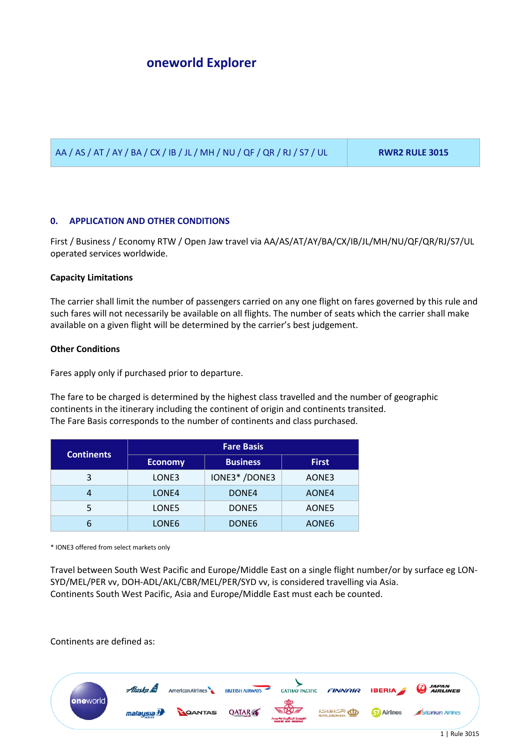# oneworld Explorer

| AA / AS / AT / AY / BA / CX / IB / JL / MH / NU / QF / QR / RJ / S7 / UL | RWR2 RULE 3015 |
|---|---|

## 0. APPLICATION AND OTHER CONDITIONS

First / Business / Economy RTW / Open Jaw travel via AA/AS/AT/AY/BA/CX/IB/JL/MH/NU/QF/QR/RJ/S7/UL operated services worldwide.

**Capacity Limitations**

The carrier shall limit the number of passengers carried on any one flight on fares governed by this rule and such fares will not necessarily be available on all flights. The number of seats which the carrier shall make available on a given flight will be determined by the carrier's best judgement.

**Other Conditions**

Fares apply only if purchased prior to departure.

The fare to be charged is determined by the highest class travelled and the number of geographic continents in the itinerary including the continent of origin and continents transited.
The Fare Basis corresponds to the number of continents and class purchased.

| Continents | Fare Basis | | |
|---|---|---|---|
| | Economy | Business | First |
| 3 | LONE3 | IONE3* /DONE3 | AONE3 |
| 4 | LONE4 | DONE4 | AONE4 |
| 5 | LONE5 | DONE5 | AONE5 |
| 6 | LONE6 | DONE6 | AONE6 |

\* IONE3 offered from select markets only

Travel between South West Pacific and Europe/Middle East on a single flight number/or by surface eg LON-SYD/MEL/PER vv, DOH-ADL/AKL/CBR/MEL/PER/SYD vv, is considered travelling via Asia.
Continents South West Pacific, Asia and Europe/Middle East must each be counted.

Continents are defined as: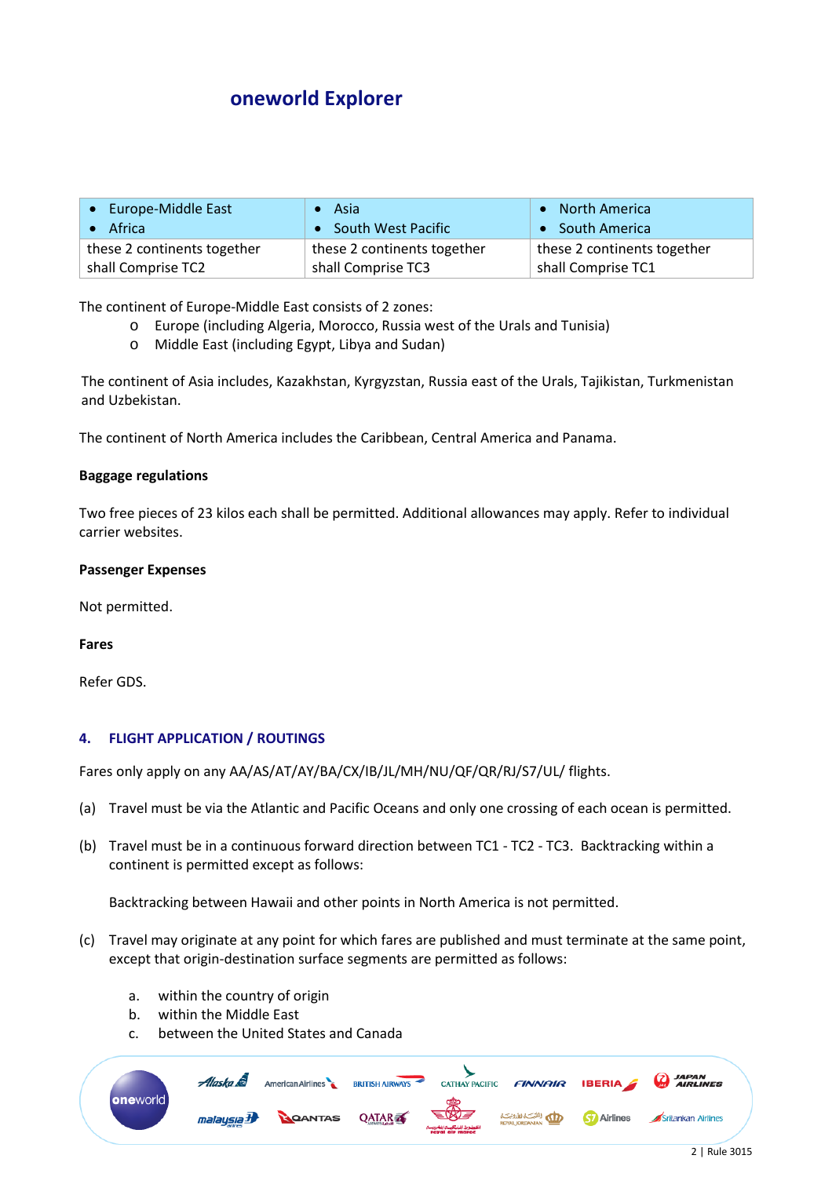## oneworld Explorer

| • Europe-Middle East<br>• Africa | • Asia<br>• South West Pacific | • North America<br>• South America |
|---|---|---|
| these 2 continents together shall Comprise TC2 | these 2 continents together shall Comprise TC3 | these 2 continents together shall Comprise TC1 |

The continent of Europe-Middle East consists of 2 zones:

- Europe (including Algeria, Morocco, Russia west of the Urals and Tunisia)
- Middle East (including Egypt, Libya and Sudan)

The continent of Asia includes, Kazakhstan, Kyrgyzstan, Russia east of the Urals, Tajikistan, Turkmenistan and Uzbekistan.

The continent of North America includes the Caribbean, Central America and Panama.

**Baggage regulations**

Two free pieces of 23 kilos each shall be permitted. Additional allowances may apply. Refer to individual carrier websites.

**Passenger Expenses**

Not permitted.

**Fares**

Refer GDS.

### 4. FLIGHT APPLICATION / ROUTINGS

Fares only apply on any AA/AS/AT/AY/BA/CX/IB/JL/MH/NU/QF/QR/RJ/S7/UL/ flights.

(a) Travel must be via the Atlantic and Pacific Oceans and only one crossing of each ocean is permitted.

(b) Travel must be in a continuous forward direction between TC1 - TC2 - TC3. Backtracking within a continent is permitted except as follows:

Backtracking between Hawaii and other points in North America is not permitted.

(c) Travel may originate at any point for which fares are published and must terminate at the same point, except that origin-destination surface segments are permitted as follows:

a. within the country of origin
b. within the Middle East
c. between the United States and Canada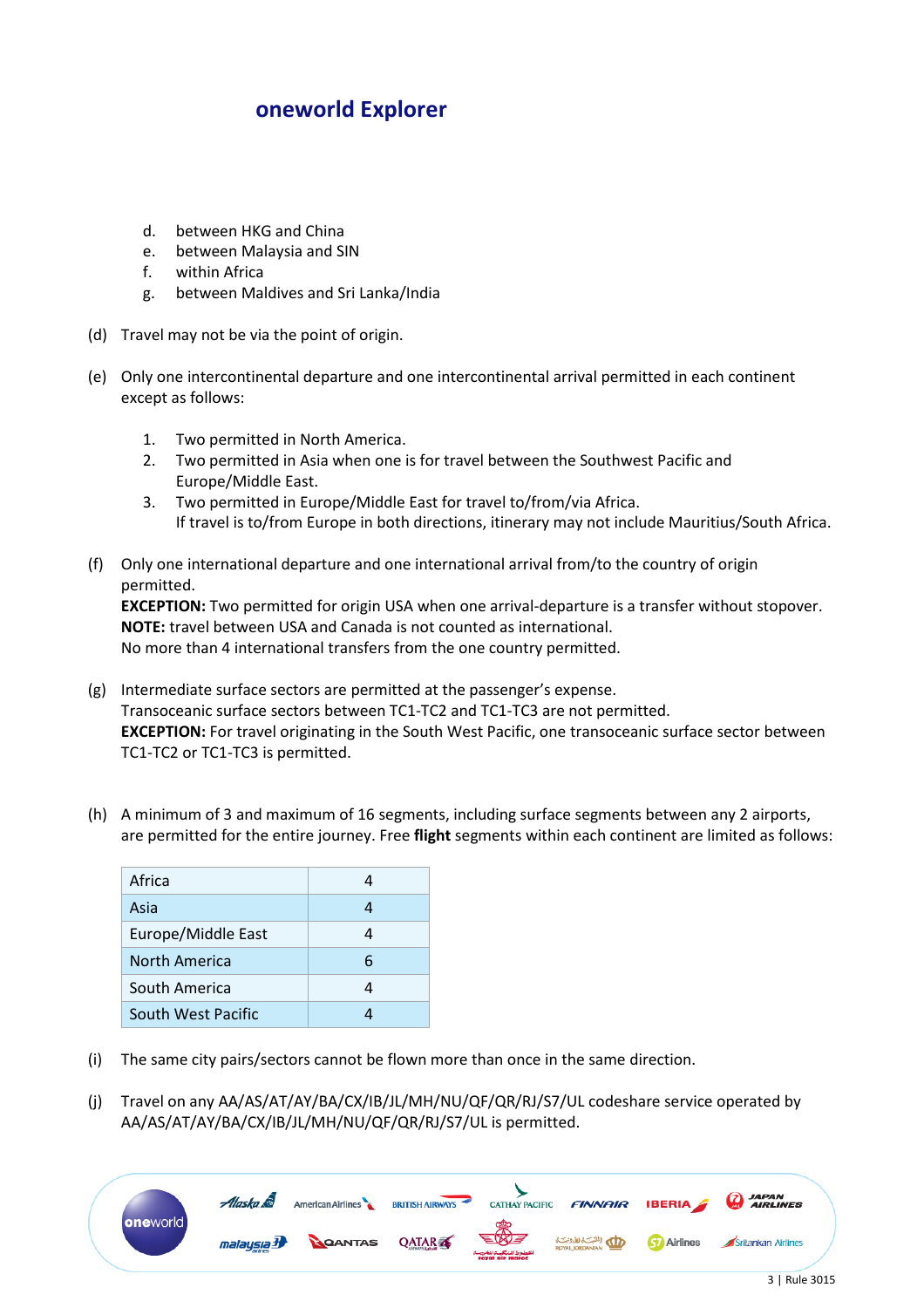# oneworld Explorer

d. between HKG and China
e. between Malaysia and SIN
f. within Africa
g. between Maldives and Sri Lanka/India

(d) Travel may not be via the point of origin.

(e) Only one intercontinental departure and one intercontinental arrival permitted in each continent except as follows:

1. Two permitted in North America.
2. Two permitted in Asia when one is for travel between the Southwest Pacific and Europe/Middle East.
3. Two permitted in Europe/Middle East for travel to/from/via Africa.
   If travel is to/from Europe in both directions, itinerary may not include Mauritius/South Africa.

(f) Only one international departure and one international arrival from/to the country of origin permitted.
**EXCEPTION:** Two permitted for origin USA when one arrival-departure is a transfer without stopover.
**NOTE:** travel between USA and Canada is not counted as international.
No more than 4 international transfers from the one country permitted.

(g) Intermediate surface sectors are permitted at the passenger's expense.
Transoceanic surface sectors between TC1-TC2 and TC1-TC3 are not permitted.
**EXCEPTION:** For travel originating in the South West Pacific, one transoceanic surface sector between TC1-TC2 or TC1-TC3 is permitted.

(h) A minimum of 3 and maximum of 16 segments, including surface segments between any 2 airports, are permitted for the entire journey. Free **flight** segments within each continent are limited as follows:

| Continent | Segments |
|---|---|
| Africa | 4 |
| Asia | 4 |
| Europe/Middle East | 4 |
| North America | 6 |
| South America | 4 |
| South West Pacific | 4 |

(i) The same city pairs/sectors cannot be flown more than once in the same direction.

(j) Travel on any AA/AS/AT/AY/BA/CX/IB/JL/MH/NU/QF/QR/RJ/S7/UL codeshare service operated by AA/AS/AT/AY/BA/CX/IB/JL/MH/NU/QF/QR/RJ/S7/UL is permitted.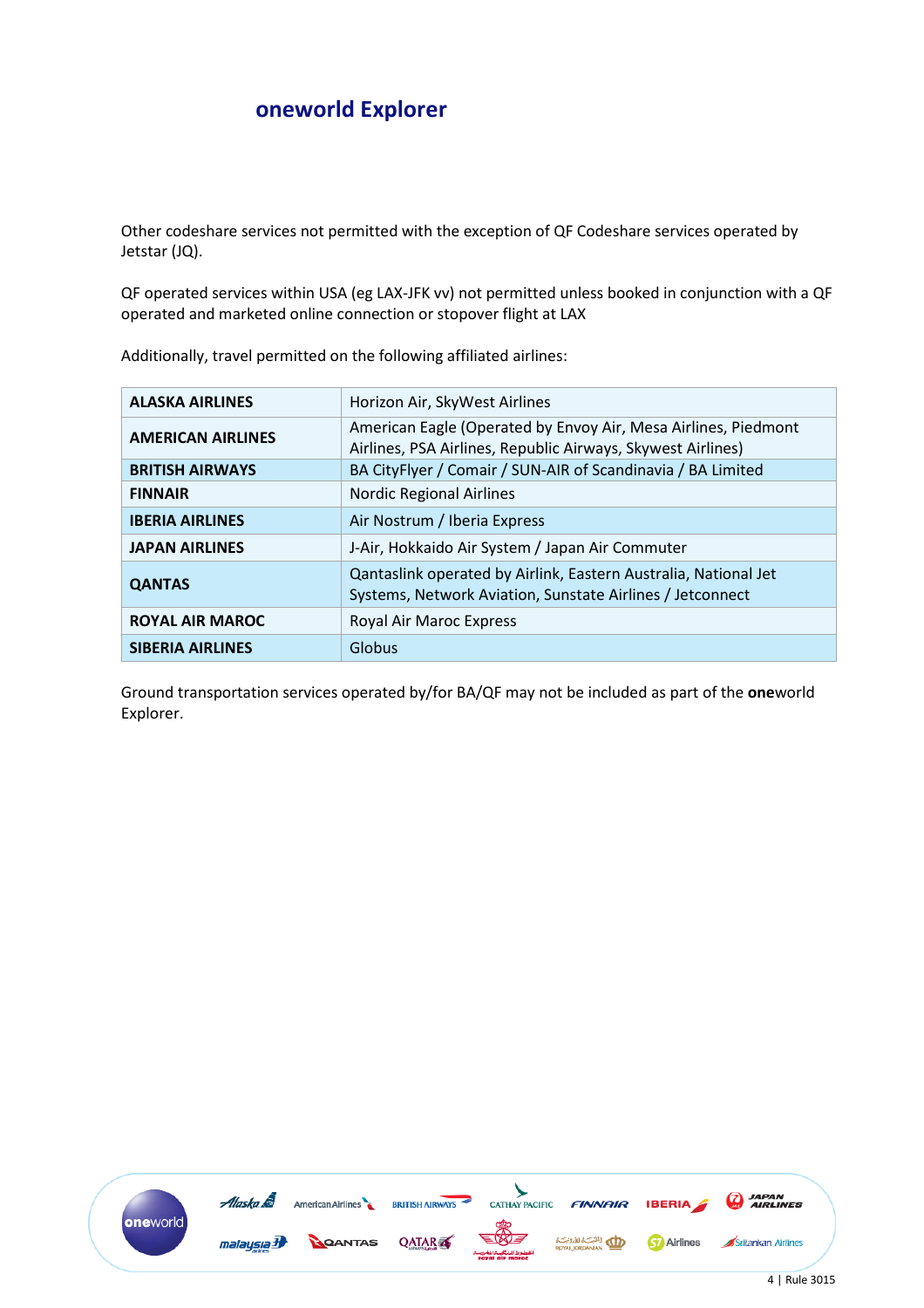# oneworld Explorer

Other codeshare services not permitted with the exception of QF Codeshare services operated by Jetstar (JQ).

QF operated services within USA (eg LAX-JFK vv) not permitted unless booked in conjunction with a QF operated and marketed online connection or stopover flight at LAX

Additionally, travel permitted on the following affiliated airlines:

| | |
|---|---|
| **ALASKA AIRLINES** | Horizon Air, SkyWest Airlines |
| **AMERICAN AIRLINES** | American Eagle (Operated by Envoy Air, Mesa Airlines, Piedmont Airlines, PSA Airlines, Republic Airways, Skywest Airlines) |
| **BRITISH AIRWAYS** | BA CityFlyer / Comair / SUN-AIR of Scandinavia / BA Limited |
| **FINNAIR** | Nordic Regional Airlines |
| **IBERIA AIRLINES** | Air Nostrum / Iberia Express |
| **JAPAN AIRLINES** | J-Air, Hokkaido Air System / Japan Air Commuter |
| **QANTAS** | Qantaslink operated by Airlink, Eastern Australia, National Jet Systems, Network Aviation, Sunstate Airlines / Jetconnect |
| **ROYAL AIR MAROC** | Royal Air Maroc Express |
| **SIBERIA AIRLINES** | Globus |

Ground transportation services operated by/for BA/QF may not be included as part of the **one**world Explorer.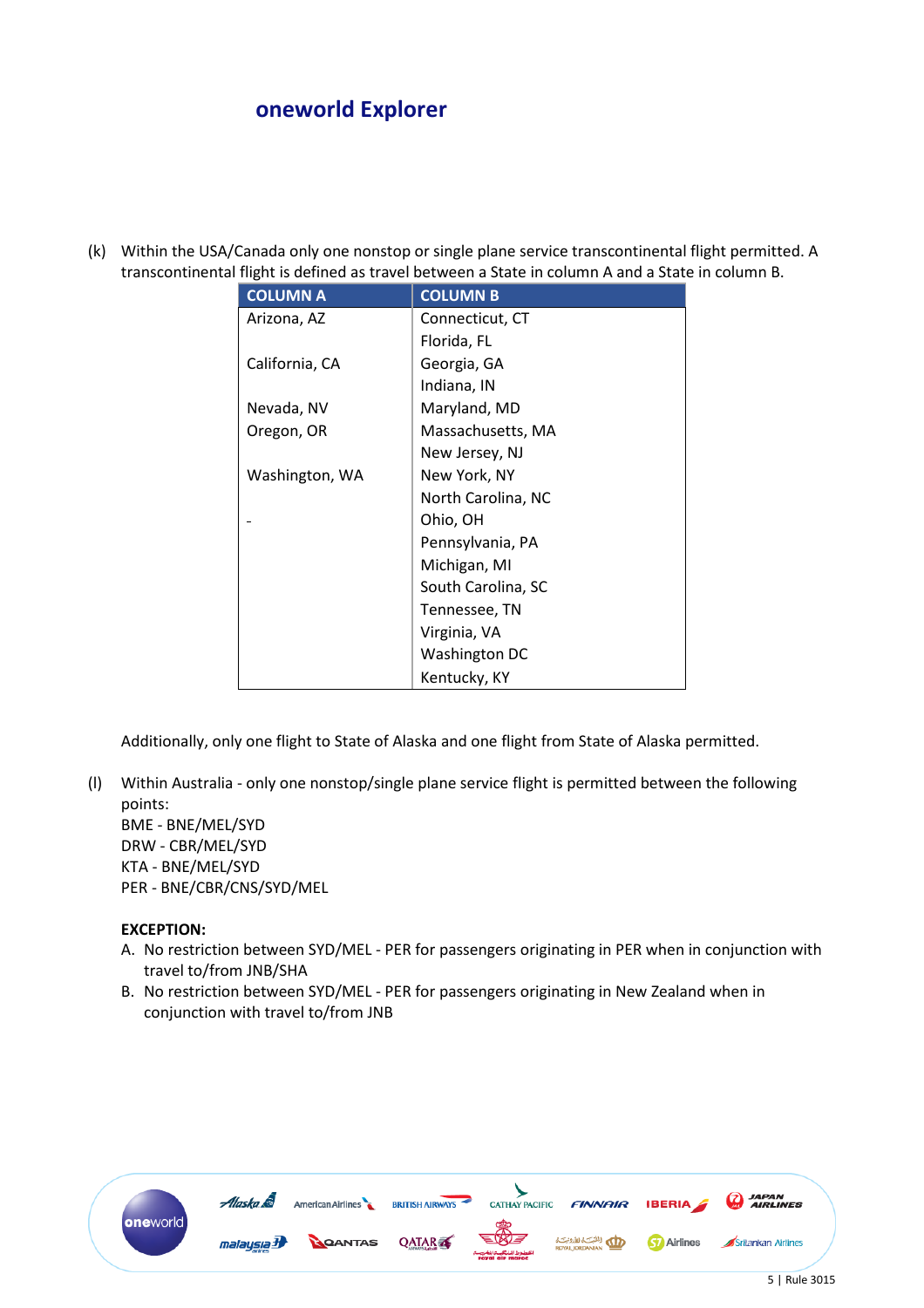(k) Within the USA/Canada only one nonstop or single plane service transcontinental flight permitted. A transcontinental flight is defined as travel between a State in column A and a State in column B.

| COLUMN A | COLUMN B |
|---|---|
| Arizona, AZ | Connecticut, CT |
| | Florida, FL |
| California, CA | Georgia, GA |
| | Indiana, IN |
| Nevada, NV | Maryland, MD |
| Oregon, OR | Massachusetts, MA |
| | New Jersey, NJ |
| Washington, WA | New York, NY |
| | North Carolina, NC |
| - | Ohio, OH |
| | Pennsylvania, PA |
| | Michigan, MI |
| | South Carolina, SC |
| | Tennessee, TN |
| | Virginia, VA |
| | Washington DC |
| | Kentucky, KY |

Additionally, only one flight to State of Alaska and one flight from State of Alaska permitted.

(l) Within Australia - only one nonstop/single plane service flight is permitted between the following points:
BME - BNE/MEL/SYD
DRW - CBR/MEL/SYD
KTA - BNE/MEL/SYD
PER - BNE/CBR/CNS/SYD/MEL

**EXCEPTION:**

A. No restriction between SYD/MEL - PER for passengers originating in PER when in conjunction with travel to/from JNB/SHA
B. No restriction between SYD/MEL - PER for passengers originating in New Zealand when in conjunction with travel to/from JNB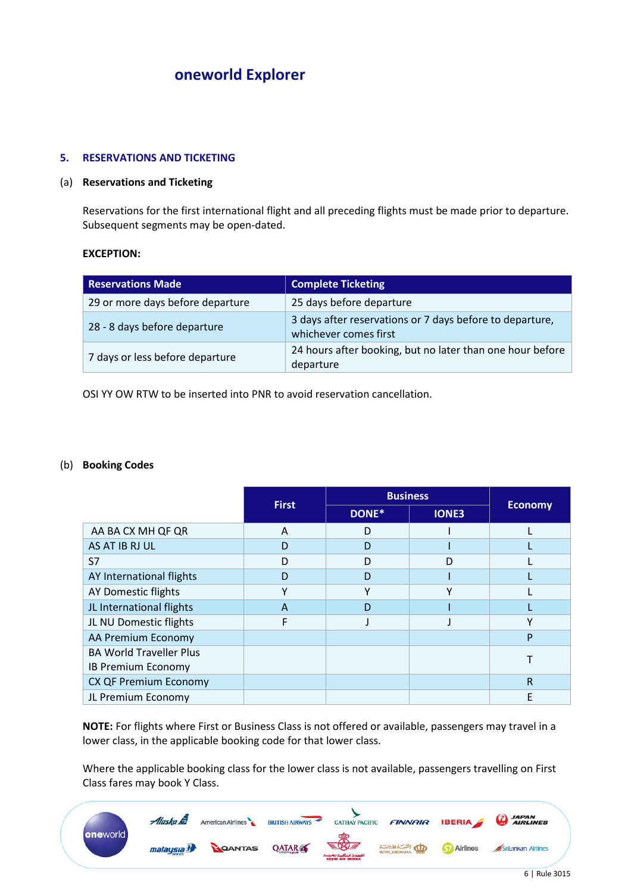# oneworld Explorer

## 5. RESERVATIONS AND TICKETING

### (a) Reservations and Ticketing

Reservations for the first international flight and all preceding flights must be made prior to departure. Subsequent segments may be open-dated.

**EXCEPTION:**

| Reservations Made | Complete Ticketing |
|---|---|
| 29 or more days before departure | 25 days before departure |
| 28 - 8 days before departure | 3 days after reservations or 7 days before to departure, whichever comes first |
| 7 days or less before departure | 24 hours after booking, but no later than one hour before departure |

OSI YY OW RTW to be inserted into PNR to avoid reservation cancellation.

### (b) Booking Codes

| | First | Business | | Economy |
|---|---|---|---|---|
| | | DONE* | IONE3 | |
| AA BA CX MH QF QR | A | D | I | L |
| AS AT IB RJ UL | D | D | I | L |
| S7 | D | D | D | L |
| AY International flights | D | D | I | L |
| AY Domestic flights | Y | Y | Y | L |
| JL International flights | A | D | I | L |
| JL NU Domestic flights | F | J | J | Y |
| AA Premium Economy | | | | P |
| BA World Traveller Plus<br>IB Premium Economy | | | | T |
| CX QF Premium Economy | | | | R |
| JL Premium Economy | | | | E |

**NOTE:** For flights where First or Business Class is not offered or available, passengers may travel in a lower class, in the applicable booking code for that lower class.

Where the applicable booking class for the lower class is not available, passengers travelling on First Class fares may book Y Class.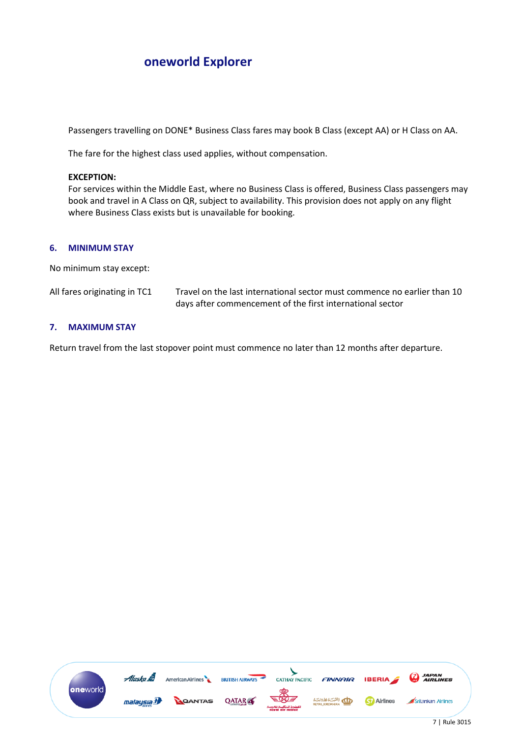# oneworld Explorer

Passengers travelling on DONE* Business Class fares may book B Class (except AA) or H Class on AA.

The fare for the highest class used applies, without compensation.

**EXCEPTION:**
For services within the Middle East, where no Business Class is offered, Business Class passengers may book and travel in A Class on QR, subject to availability. This provision does not apply on any flight where Business Class exists but is unavailable for booking.

## 6. MINIMUM STAY

No minimum stay except:

| | |
|---|---|
| All fares originating in TC1 | Travel on the last international sector must commence no earlier than 10 days after commencement of the first international sector |

## 7. MAXIMUM STAY

Return travel from the last stopover point must commence no later than 12 months after departure.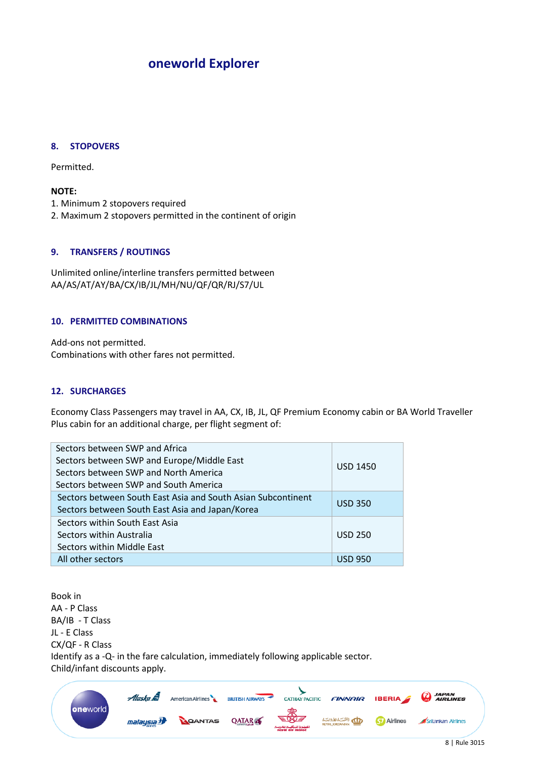# oneworld Explorer

## 8. STOPOVERS

Permitted.

**NOTE:**
1. Minimum 2 stopovers required
2. Maximum 2 stopovers permitted in the continent of origin

## 9. TRANSFERS / ROUTINGS

Unlimited online/interline transfers permitted between
AA/AS/AT/AY/BA/CX/IB/JL/MH/NU/QF/QR/RJ/S7/UL

## 10. PERMITTED COMBINATIONS

Add-ons not permitted.
Combinations with other fares not permitted.

## 12. SURCHARGES

Economy Class Passengers may travel in AA, CX, IB, JL, QF Premium Economy cabin or BA World Traveller Plus cabin for an additional charge, per flight segment of:

| Sectors | Charge |
|---|---|
| Sectors between SWP and Africa<br>Sectors between SWP and Europe/Middle East<br>Sectors between SWP and North America<br>Sectors between SWP and South America | USD 1450 |
| Sectors between South East Asia and South Asian Subcontinent<br>Sectors between South East Asia and Japan/Korea | USD 350 |
| Sectors within South East Asia<br>Sectors within Australia<br>Sectors within Middle East | USD 250 |
| All other sectors | USD 950 |

Book in
AA - P Class
BA/IB - T Class
JL - E Class
CX/QF - R Class
Identify as a -Q- in the fare calculation, immediately following applicable sector.
Child/infant discounts apply.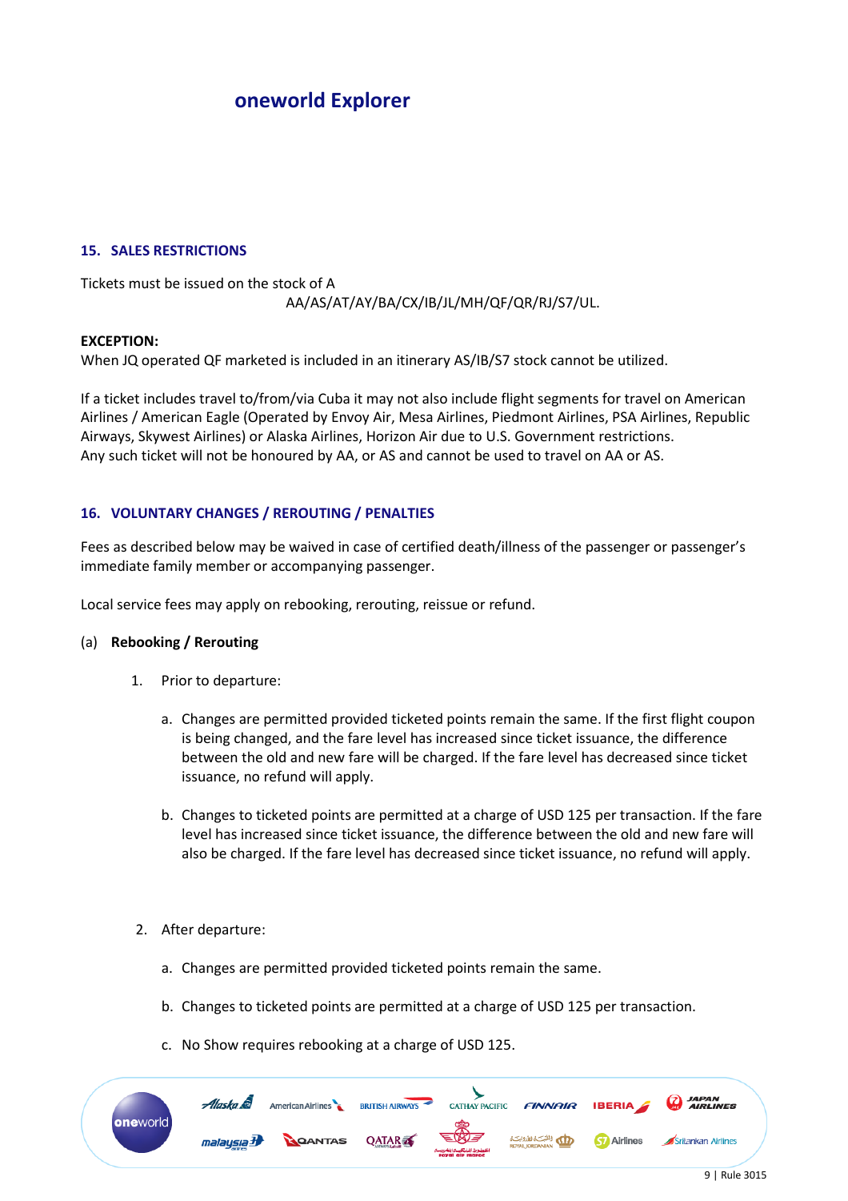# oneworld Explorer

## 15. SALES RESTRICTIONS

Tickets must be issued on the stock of A
AA/AS/AT/AY/BA/CX/IB/JL/MH/QF/QR/RJ/S7/UL.

**EXCEPTION:**
When JQ operated QF marketed is included in an itinerary AS/IB/S7 stock cannot be utilized.

If a ticket includes travel to/from/via Cuba it may not also include flight segments for travel on American Airlines / American Eagle (Operated by Envoy Air, Mesa Airlines, Piedmont Airlines, PSA Airlines, Republic Airways, Skywest Airlines) or Alaska Airlines, Horizon Air due to U.S. Government restrictions.
Any such ticket will not be honoured by AA, or AS and cannot be used to travel on AA or AS.

## 16. VOLUNTARY CHANGES / REROUTING / PENALTIES

Fees as described below may be waived in case of certified death/illness of the passenger or passenger's immediate family member or accompanying passenger.

Local service fees may apply on rebooking, rerouting, reissue or refund.

(a) **Rebooking / Rerouting**

1. Prior to departure:

   a. Changes are permitted provided ticketed points remain the same. If the first flight coupon is being changed, and the fare level has increased since ticket issuance, the difference between the old and new fare will be charged. If the fare level has decreased since ticket issuance, no refund will apply.

   b. Changes to ticketed points are permitted at a charge of USD 125 per transaction. If the fare level has increased since ticket issuance, the difference between the old and new fare will also be charged. If the fare level has decreased since ticket issuance, no refund will apply.

2. After departure:

   a. Changes are permitted provided ticketed points remain the same.

   b. Changes to ticketed points are permitted at a charge of USD 125 per transaction.

   c. No Show requires rebooking at a charge of USD 125.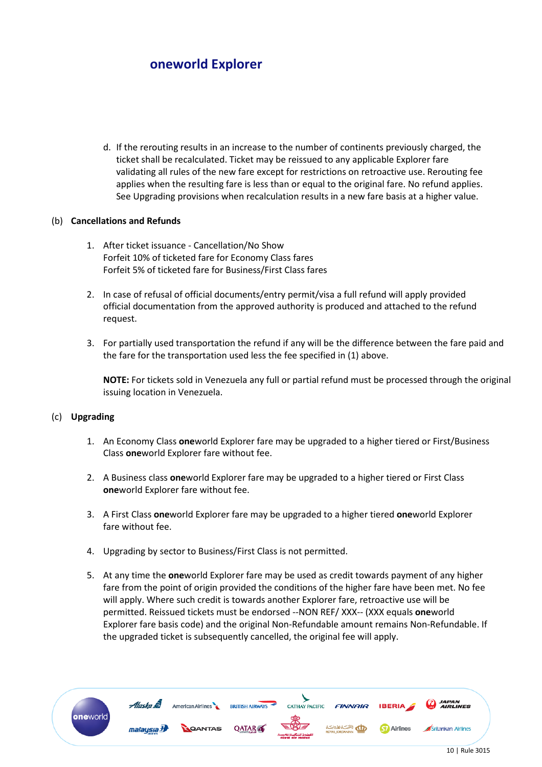# oneworld Explorer

d. If the rerouting results in an increase to the number of continents previously charged, the ticket shall be recalculated. Ticket may be reissued to any applicable Explorer fare validating all rules of the new fare except for restrictions on retroactive use. Rerouting fee applies when the resulting fare is less than or equal to the original fare. No refund applies. See Upgrading provisions when recalculation results in a new fare basis at a higher value.

(b) **Cancellations and Refunds**

1. After ticket issuance - Cancellation/No Show
   Forfeit 10% of ticketed fare for Economy Class fares
   Forfeit 5% of ticketed fare for Business/First Class fares

2. In case of refusal of official documents/entry permit/visa a full refund will apply provided official documentation from the approved authority is produced and attached to the refund request.

3. For partially used transportation the refund if any will be the difference between the fare paid and the fare for the transportation used less the fee specified in (1) above.

   **NOTE:** For tickets sold in Venezuela any full or partial refund must be processed through the original issuing location in Venezuela.

(c) **Upgrading**

1. An Economy Class **one**world Explorer fare may be upgraded to a higher tiered or First/Business Class **one**world Explorer fare without fee.

2. A Business class **one**world Explorer fare may be upgraded to a higher tiered or First Class **one**world Explorer fare without fee.

3. A First Class **one**world Explorer fare may be upgraded to a higher tiered **one**world Explorer fare without fee.

4. Upgrading by sector to Business/First Class is not permitted.

5. At any time the **one**world Explorer fare may be used as credit towards payment of any higher fare from the point of origin provided the conditions of the higher fare have been met. No fee will apply. Where such credit is towards another Explorer fare, retroactive use will be permitted. Reissued tickets must be endorsed --NON REF/ XXX-- (XXX equals **one**world Explorer fare basis code) and the original Non-Refundable amount remains Non-Refundable. If the upgraded ticket is subsequently cancelled, the original fee will apply.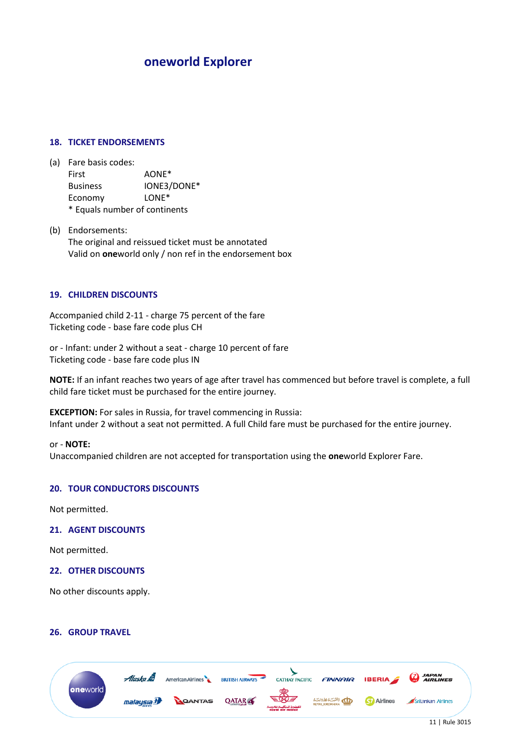# oneworld Explorer

## 18. TICKET ENDORSEMENTS

(a) Fare basis codes:

| | |
|---|---|
| First | AONE* |
| Business | IONE3/DONE* |
| Economy | LONE* |

\* Equals number of continents

(b) Endorsements:
The original and reissued ticket must be annotated
Valid on **one**world only / non ref in the endorsement box

## 19. CHILDREN DISCOUNTS

Accompanied child 2-11 - charge 75 percent of the fare
Ticketing code - base fare code plus CH

or - Infant: under 2 without a seat - charge 10 percent of fare
Ticketing code - base fare code plus IN

**NOTE:** If an infant reaches two years of age after travel has commenced but before travel is complete, a full child fare ticket must be purchased for the entire journey.

**EXCEPTION:** For sales in Russia, for travel commencing in Russia:
Infant under 2 without a seat not permitted. A full Child fare must be purchased for the entire journey.

or - **NOTE:**
Unaccompanied children are not accepted for transportation using the **one**world Explorer Fare.

## 20. TOUR CONDUCTORS DISCOUNTS

Not permitted.

## 21. AGENT DISCOUNTS

Not permitted.

## 22. OTHER DISCOUNTS

No other discounts apply.

## 26. GROUP TRAVEL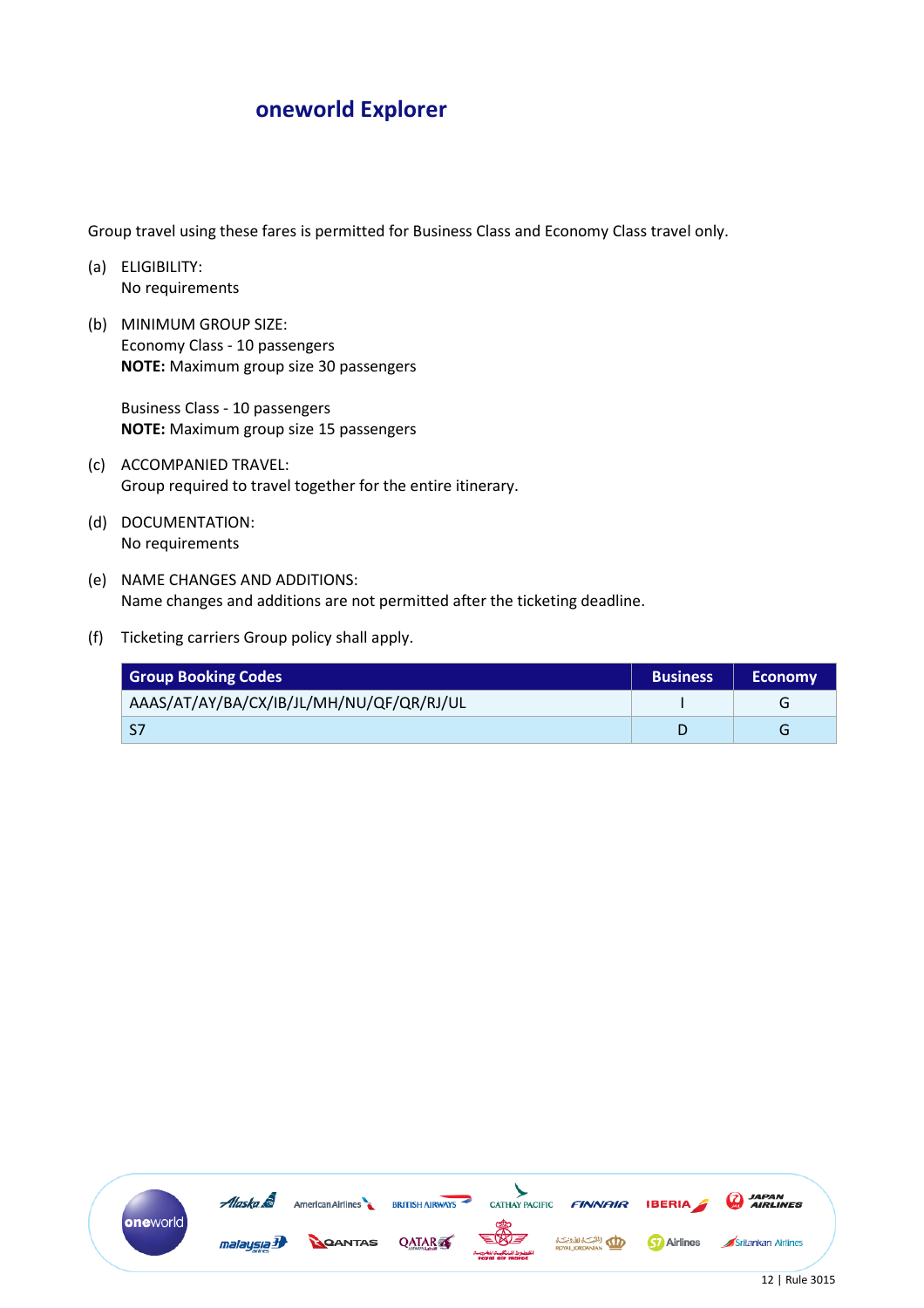# oneworld Explorer

Group travel using these fares is permitted for Business Class and Economy Class travel only.

(a) ELIGIBILITY:
No requirements

(b) MINIMUM GROUP SIZE:
Economy Class - 10 passengers
**NOTE:** Maximum group size 30 passengers

Business Class - 10 passengers
**NOTE:** Maximum group size 15 passengers

(c) ACCOMPANIED TRAVEL:
Group required to travel together for the entire itinerary.

(d) DOCUMENTATION:
No requirements

(e) NAME CHANGES AND ADDITIONS:
Name changes and additions are not permitted after the ticketing deadline.

(f) Ticketing carriers Group policy shall apply.

| Group Booking Codes | Business | Economy |
|---|---|---|
| AAAS/AT/AY/BA/CX/IB/JL/MH/NU/QF/QR/RJ/UL | I | G |
| S7 | D | G |